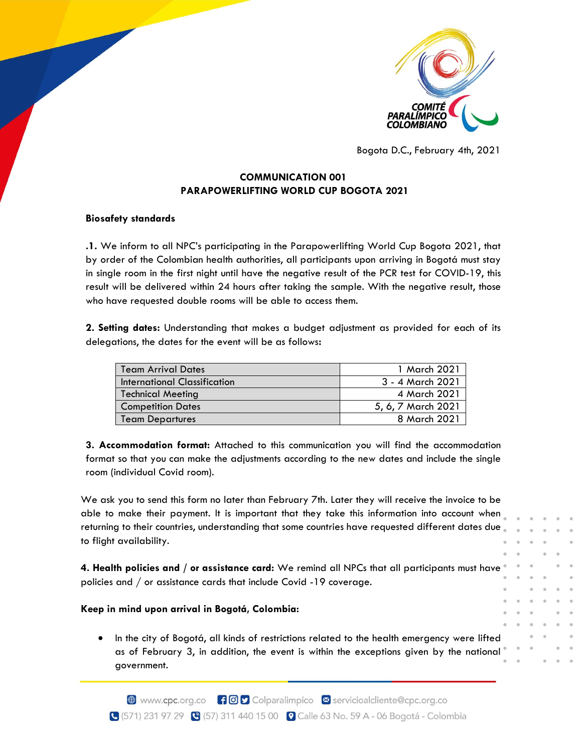Bogota D.C., February 4th, 2021

**COMMUNICATION 001**
**PARAPOWERLIFTING WORLD CUP BOGOTA 2021**

**Biosafety standards**

**.1.** We inform to all NPC's participating in the Parapowerlifting World Cup Bogota 2021, that by order of the Colombian health authorities, all participants upon arriving in Bogotá must stay in single room in the first night until have the negative result of the PCR test for COVID-19, this result will be delivered within 24 hours after taking the sample. With the negative result, those who have requested double rooms will be able to access them.

**2. Setting dates:** Understanding that makes a budget adjustment as provided for each of its delegations, the dates for the event will be as follows:

| | |
|---|---|
| Team Arrival Dates | 1 March 2021 |
| International Classification | 3 - 4 March 2021 |
| Technical Meeting | 4 March 2021 |
| Competition Dates | 5, 6, 7 March 2021 |
| Team Departures | 8 March 2021 |

**3. Accommodation format:** Attached to this communication you will find the accommodation format so that you can make the adjustments according to the new dates and include the single room (individual Covid room).

We ask you to send this form no later than February 7th. Later they will receive the invoice to be able to make their payment. It is important that they take this information into account when returning to their countries, understanding that some countries have requested different dates due to flight availability.

**4. Health policies and / or assistance card:** We remind all NPCs that all participants must have policies and / or assistance cards that include Covid -19 coverage.

**Keep in mind upon arrival in Bogotá, Colombia:**

- In the city of Bogotá, all kinds of restrictions related to the health emergency were lifted as of February 3, in addition, the event is within the exceptions given by the national government.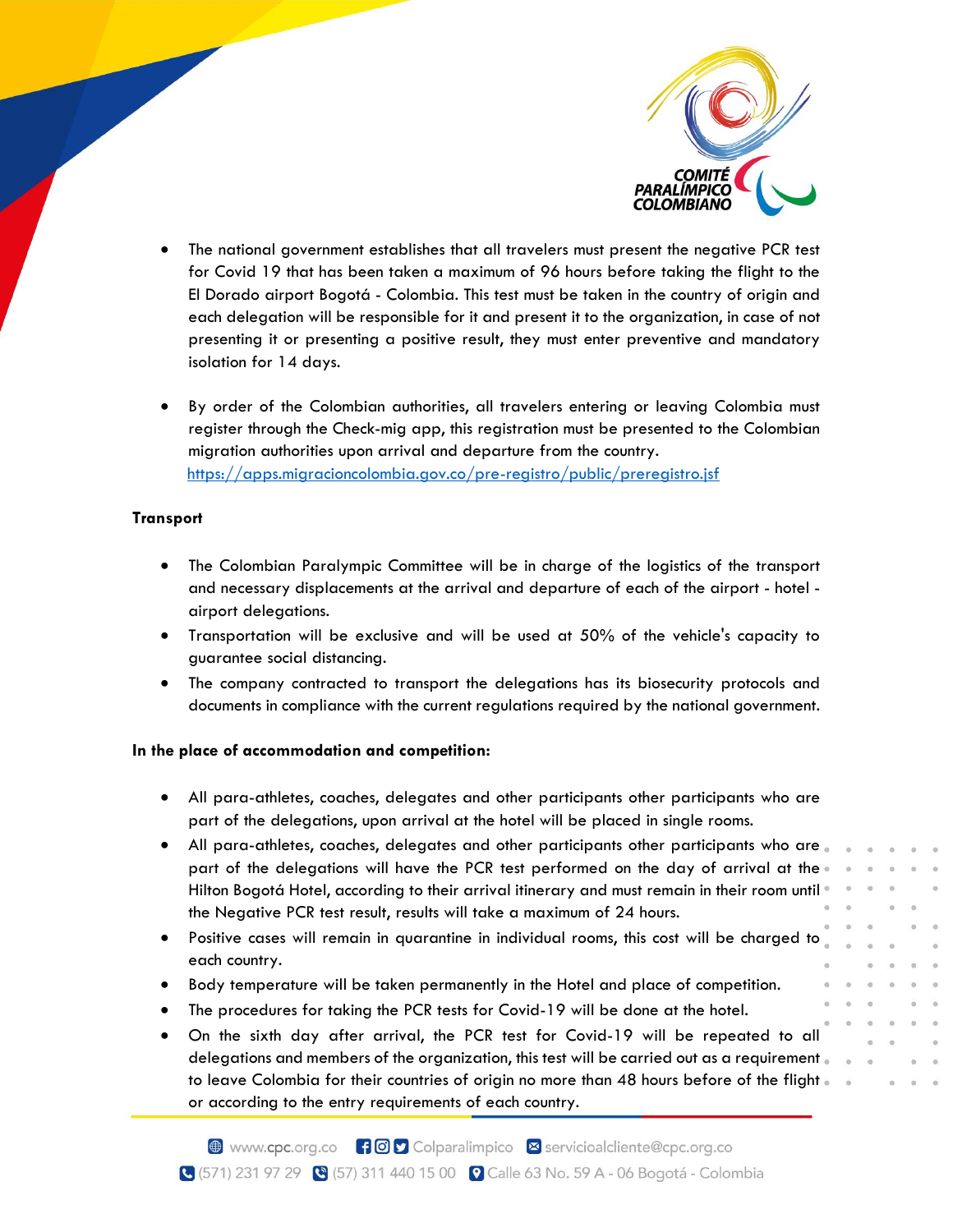- The national government establishes that all travelers must present the negative PCR test for Covid 19 that has been taken a maximum of 96 hours before taking the flight to the El Dorado airport Bogotá - Colombia. This test must be taken in the country of origin and each delegation will be responsible for it and present it to the organization, in case of not presenting it or presenting a positive result, they must enter preventive and mandatory isolation for 14 days.

- By order of the Colombian authorities, all travelers entering or leaving Colombia must register through the Check-mig app, this registration must be presented to the Colombian migration authorities upon arrival and departure from the country.
https://apps.migracioncolombia.gov.co/pre-registro/public/preregistro.jsf

**Transport**

- The Colombian Paralympic Committee will be in charge of the logistics of the transport and necessary displacements at the arrival and departure of each of the airport - hotel - airport delegations.
- Transportation will be exclusive and will be used at 50% of the vehicle's capacity to guarantee social distancing.
- The company contracted to transport the delegations has its biosecurity protocols and documents in compliance with the current regulations required by the national government.

**In the place of accommodation and competition:**

- All para-athletes, coaches, delegates and other participants other participants who are part of the delegations, upon arrival at the hotel will be placed in single rooms.
- All para-athletes, coaches, delegates and other participants other participants who are part of the delegations will have the PCR test performed on the day of arrival at the Hilton Bogotá Hotel, according to their arrival itinerary and must remain in their room until the Negative PCR test result, results will take a maximum of 24 hours.
- Positive cases will remain in quarantine in individual rooms, this cost will be charged to each country.
- Body temperature will be taken permanently in the Hotel and place of competition.
- The procedures for taking the PCR tests for Covid-19 will be done at the hotel.
- On the sixth day after arrival, the PCR test for Covid-19 will be repeated to all delegations and members of the organization, this test will be carried out as a requirement to leave Colombia for their countries of origin no more than 48 hours before of the flight or according to the entry requirements of each country.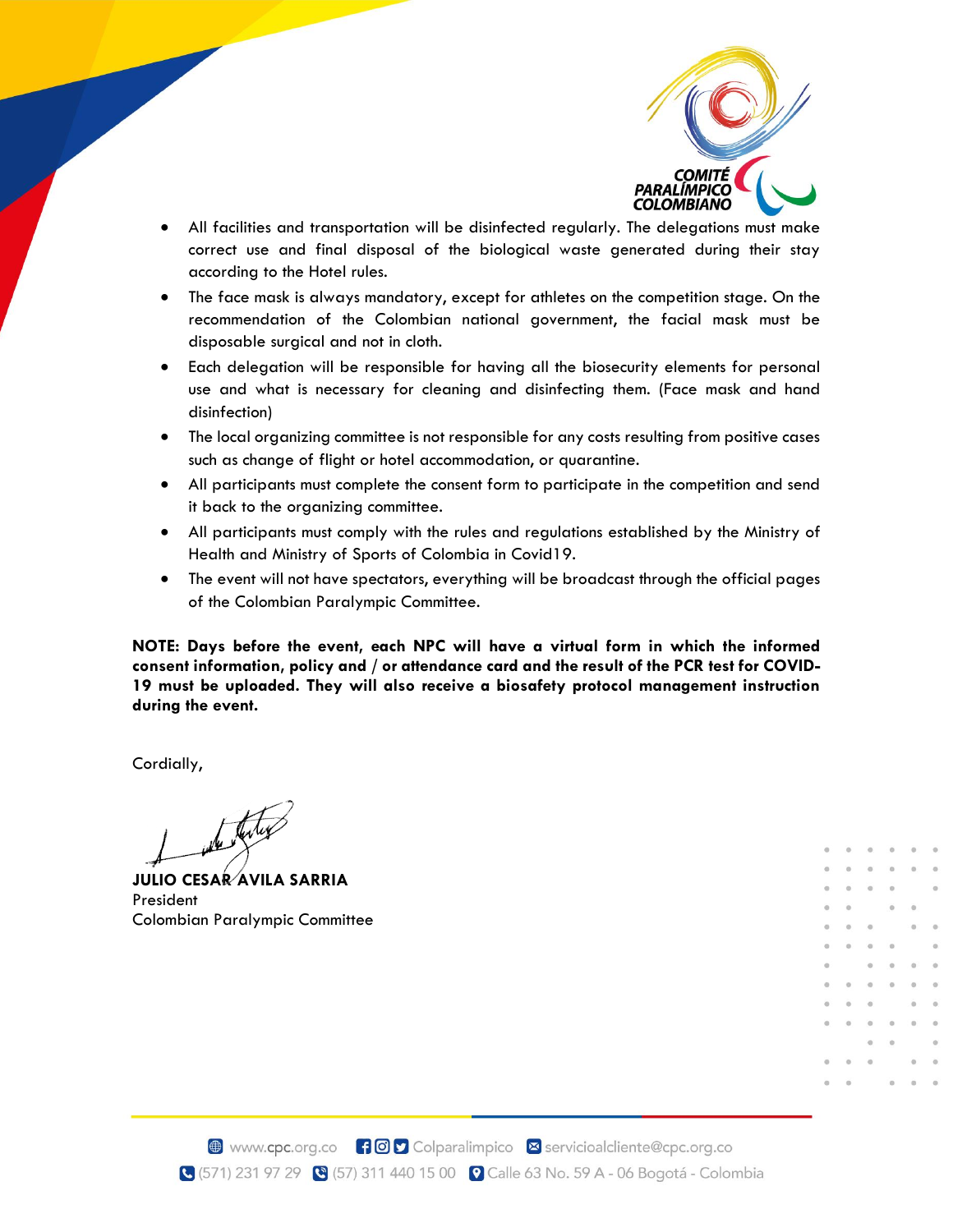- All facilities and transportation will be disinfected regularly. The delegations must make correct use and final disposal of the biological waste generated during their stay according to the Hotel rules.
- The face mask is always mandatory, except for athletes on the competition stage. On the recommendation of the Colombian national government, the facial mask must be disposable surgical and not in cloth.
- Each delegation will be responsible for having all the biosecurity elements for personal use and what is necessary for cleaning and disinfecting them. (Face mask and hand disinfection)
- The local organizing committee is not responsible for any costs resulting from positive cases such as change of flight or hotel accommodation, or quarantine.
- All participants must complete the consent form to participate in the competition and send it back to the organizing committee.
- All participants must comply with the rules and regulations established by the Ministry of Health and Ministry of Sports of Colombia in Covid19.
- The event will not have spectators, everything will be broadcast through the official pages of the Colombian Paralympic Committee.

**NOTE: Days before the event, each NPC will have a virtual form in which the informed consent information, policy and / or attendance card and the result of the PCR test for COVID-19 must be uploaded. They will also receive a biosafety protocol management instruction during the event.**

Cordially,

**JULIO CESAR AVILA SARRIA**
President
Colombian Paralympic Committee